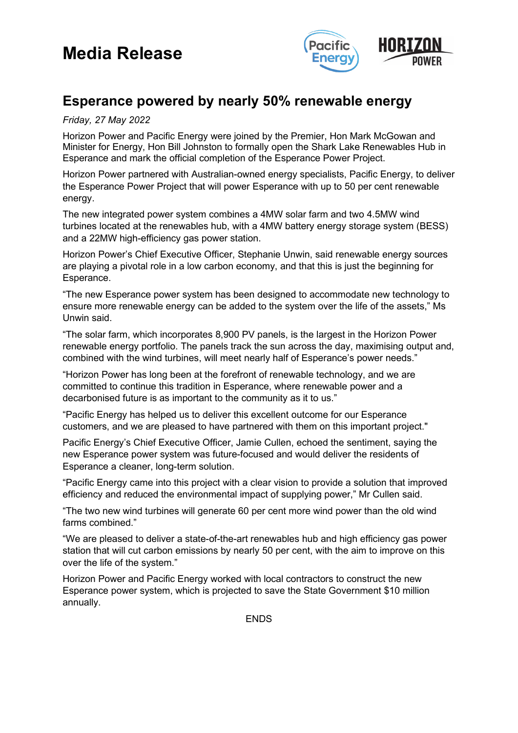# Media Release

## Esperance powered by nearly 50% renewable energy

*Friday, 27 May 2022*

Horizon Power and Pacific Energy were joined by the Premier, Hon Mark McGowan and Minister for Energy, Hon Bill Johnston to formally open the Shark Lake Renewables Hub in Esperance and mark the official completion of the Esperance Power Project.

Horizon Power partnered with Australian-owned energy specialists, Pacific Energy, to deliver the Esperance Power Project that will power Esperance with up to 50 per cent renewable energy.

The new integrated power system combines a 4MW solar farm and two 4.5MW wind turbines located at the renewables hub, with a 4MW battery energy storage system (BESS) and a 22MW high-efficiency gas power station.

Horizon Power's Chief Executive Officer, Stephanie Unwin, said renewable energy sources are playing a pivotal role in a low carbon economy, and that this is just the beginning for Esperance.

"The new Esperance power system has been designed to accommodate new technology to ensure more renewable energy can be added to the system over the life of the assets," Ms Unwin said.

"The solar farm, which incorporates 8,900 PV panels, is the largest in the Horizon Power renewable energy portfolio. The panels track the sun across the day, maximising output and, combined with the wind turbines, will meet nearly half of Esperance's power needs."

"Horizon Power has long been at the forefront of renewable technology, and we are committed to continue this tradition in Esperance, where renewable power and a decarbonised future is as important to the community as it to us."

"Pacific Energy has helped us to deliver this excellent outcome for our Esperance customers, and we are pleased to have partnered with them on this important project."

Pacific Energy's Chief Executive Officer, Jamie Cullen, echoed the sentiment, saying the new Esperance power system was future-focused and would deliver the residents of Esperance a cleaner, long-term solution.

"Pacific Energy came into this project with a clear vision to provide a solution that improved efficiency and reduced the environmental impact of supplying power," Mr Cullen said.

"The two new wind turbines will generate 60 per cent more wind power than the old wind farms combined."

"We are pleased to deliver a state-of-the-art renewables hub and high efficiency gas power station that will cut carbon emissions by nearly 50 per cent, with the aim to improve on this over the life of the system."

Horizon Power and Pacific Energy worked with local contractors to construct the new Esperance power system, which is projected to save the State Government $10 million annually.

ENDS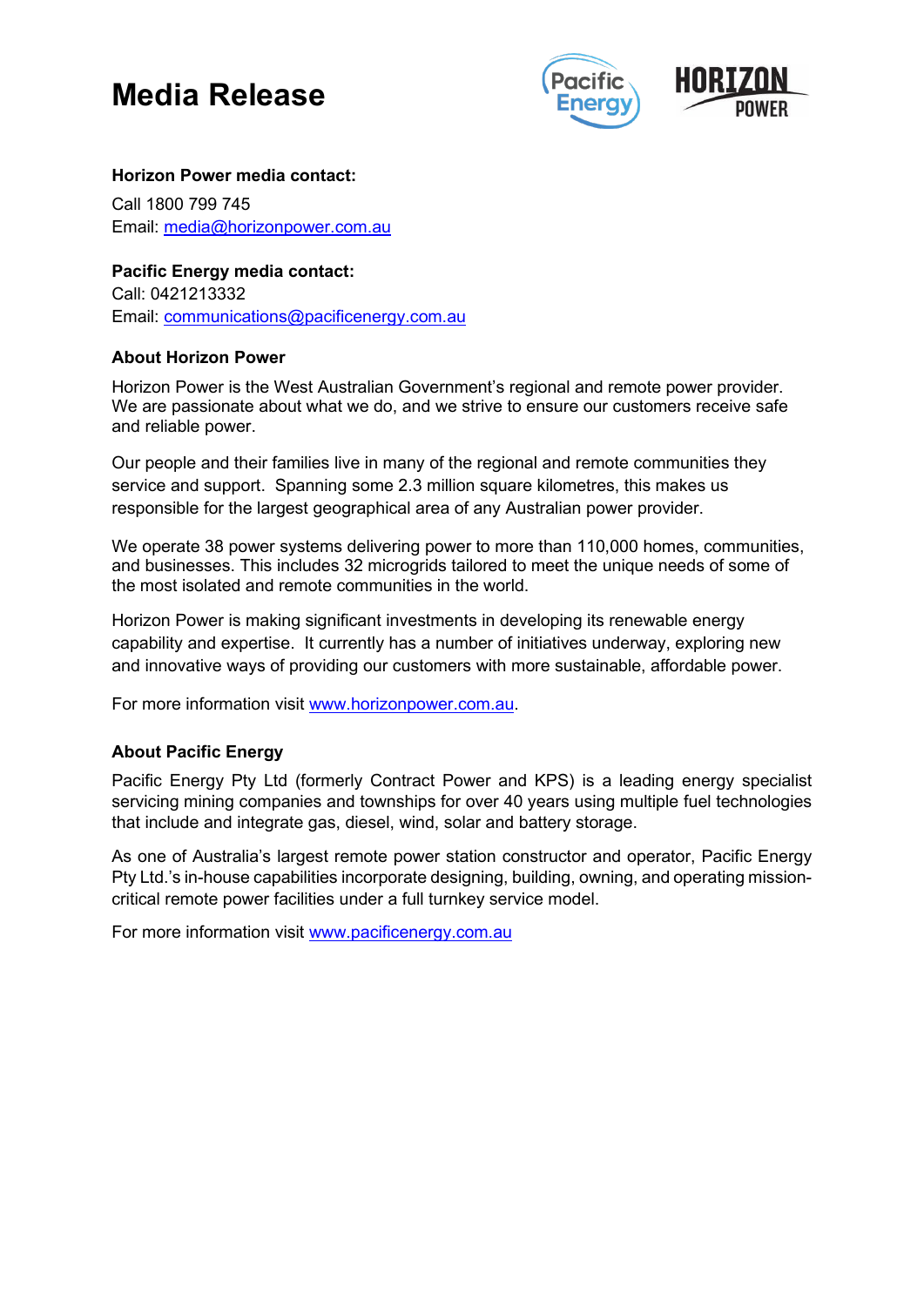# Media Release

**Horizon Power media contact:**

Call 1800 799 745
Email: media@horizonpower.com.au

**Pacific Energy media contact:**
Call: 0421213332
Email: communications@pacificenergy.com.au

**About Horizon Power**

Horizon Power is the West Australian Government's regional and remote power provider. We are passionate about what we do, and we strive to ensure our customers receive safe and reliable power.

Our people and their families live in many of the regional and remote communities they service and support. Spanning some 2.3 million square kilometres, this makes us responsible for the largest geographical area of any Australian power provider.

We operate 38 power systems delivering power to more than 110,000 homes, communities, and businesses. This includes 32 microgrids tailored to meet the unique needs of some of the most isolated and remote communities in the world.

Horizon Power is making significant investments in developing its renewable energy capability and expertise. It currently has a number of initiatives underway, exploring new and innovative ways of providing our customers with more sustainable, affordable power.

For more information visit www.horizonpower.com.au.

**About Pacific Energy**

Pacific Energy Pty Ltd (formerly Contract Power and KPS) is a leading energy specialist servicing mining companies and townships for over 40 years using multiple fuel technologies that include and integrate gas, diesel, wind, solar and battery storage.

As one of Australia's largest remote power station constructor and operator, Pacific Energy Pty Ltd.'s in-house capabilities incorporate designing, building, owning, and operating mission-critical remote power facilities under a full turnkey service model.

For more information visit www.pacificenergy.com.au